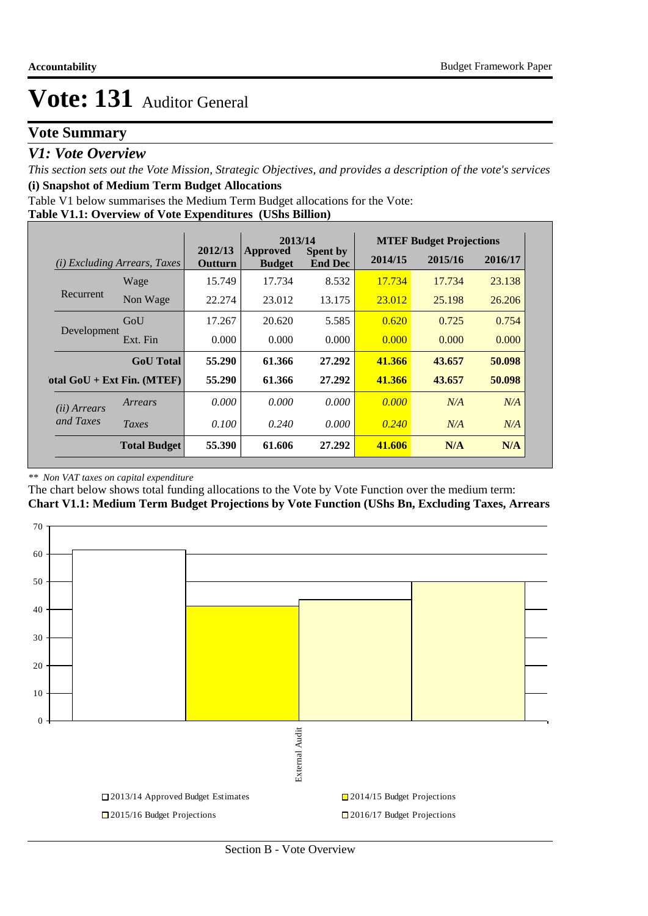# Vote: 131 Auditor General

## Vote Summary

### V1: Vote Overview

*This section sets out the Vote Mission, Strategic Objectives, and provides a description of the vote's services*

**(i) Snapshot of Medium Term Budget Allocations**

Table V1 below summarises the Medium Term Budget allocations for the Vote:

**Table V1.1: Overview of Vote Expenditures (UShs Billion)**

| *(i) Excluding Arrears, Taxes* | | 2012/13 Outturn | 2013/14 Approved Budget | 2013/14 Spent by End Dec | MTEF Budget Projections 2014/15 | 2015/16 | 2016/17 |
|---|---|---|---|---|---|---|---|
| Recurrent | Wage | 15.749 | 17.734 | 8.532 | 17.734 | 17.734 | 23.138 |
| | Non Wage | 22.274 | 23.012 | 13.175 | 23.012 | 25.198 | 26.206 |
| Development | GoU | 17.267 | 20.620 | 5.585 | 0.620 | 0.725 | 0.754 |
| | Ext. Fin | 0.000 | 0.000 | 0.000 | 0.000 | 0.000 | 0.000 |
| | **GoU Total** | **55.290** | **61.366** | **27.292** | **41.366** | **43.657** | **50.098** |
| **Total GoU + Ext Fin. (MTEF)** | | **55.290** | **61.366** | **27.292** | **41.366** | **43.657** | **50.098** |
| *(ii) Arrears and Taxes* | *Arrears* | *0.000* | *0.000* | *0.000* | *0.000* | *N/A* | *N/A* |
| | *Taxes* | *0.100* | *0.240* | *0.000* | *0.240* | *N/A* | *N/A* |
| | **Total Budget** | **55.390** | **61.606** | **27.292** | **41.606** | **N/A** | **N/A** |

*\*\* Non VAT taxes on capital expenditure*

The chart below shows total funding allocations to the Vote by Vote Function over the medium term:

**Chart V1.1: Medium Term Budget Projections by Vote Function (UShs Bn, Excluding Taxes, Arrears**

| Vote Function | 2013/14 Approved Budget Estimates | 2014/15 Budget Projections | 2015/16 Budget Projections | 2016/17 Budget Projections |
|---|---|---|---|---|
| External Audit | 61.366 | 41.366 | 43.657 | 50.098 |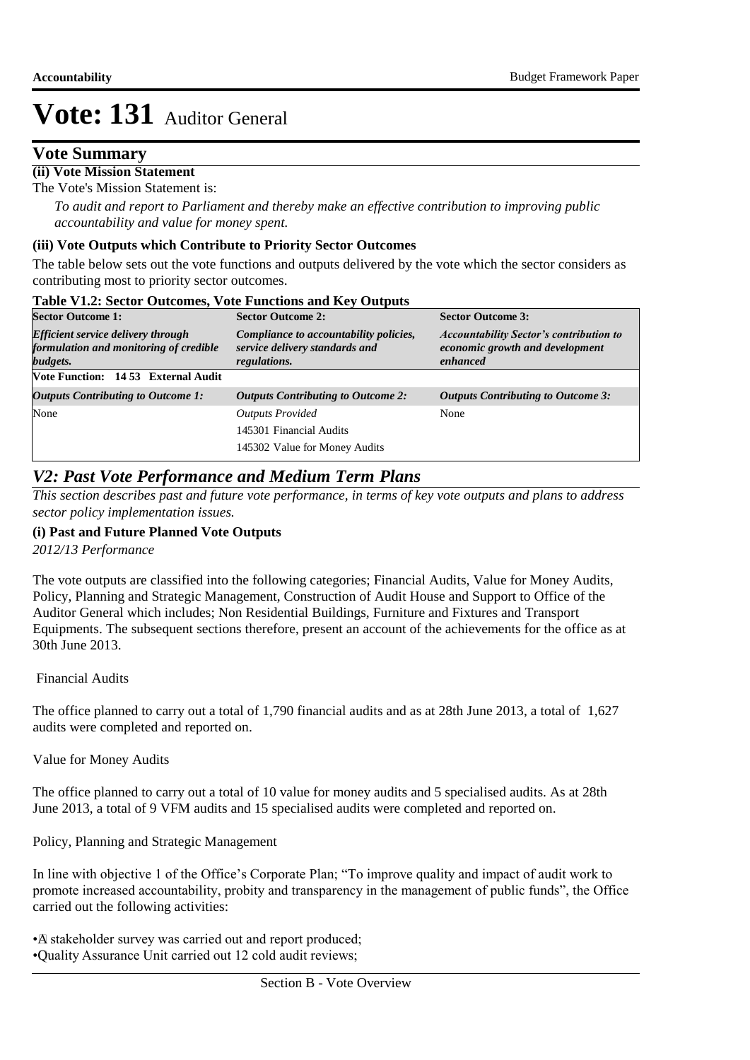# Vote: 131 Auditor General

## Vote Summary

**(ii) Vote Mission Statement**

The Vote's Mission Statement is:

*To audit and report to Parliament and thereby make an effective contribution to improving public accountability and value for money spent.*

**(iii) Vote Outputs which Contribute to Priority Sector Outcomes**

The table below sets out the vote functions and outputs delivered by the vote which the sector considers as contributing most to priority sector outcomes.

**Table V1.2: Sector Outcomes, Vote Functions and Key Outputs**

| **Sector Outcome 1:** | **Sector Outcome 2:** | **Sector Outcome 3:** |
|---|---|---|
| ***Efficient service delivery through formulation and monitoring of credible budgets.*** | ***Compliance to accountability policies, service delivery standards and regulations.*** | ***Accountability Sector's contribution to economic growth and development enhanced*** |
| **Vote Function: 14 53 External Audit** | | |
| ***Outputs Contributing to Outcome 1:*** | ***Outputs Contributing to Outcome 2:*** | ***Outputs Contributing to Outcome 3:*** |
| None | *Outputs Provided*<br>145301 Financial Audits<br>145302 Value for Money Audits | None |

## *V2: Past Vote Performance and Medium Term Plans*

*This section describes past and future vote performance, in terms of key vote outputs and plans to address sector policy implementation issues.*

**(i) Past and Future Planned Vote Outputs**

*2012/13 Performance*

The vote outputs are classified into the following categories; Financial Audits, Value for Money Audits, Policy, Planning and Strategic Management, Construction of Audit House and Support to Office of the Auditor General which includes; Non Residential Buildings, Furniture and Fixtures and Transport Equipments. The subsequent sections therefore, present an account of the achievements for the office as at 30th June 2013.

Financial Audits

The office planned to carry out a total of 1,790 financial audits and as at 28th June 2013, a total of 1,627 audits were completed and reported on.

Value for Money Audits

The office planned to carry out a total of 10 value for money audits and 5 specialised audits. As at 28th June 2013, a total of 9 VFM audits and 15 specialised audits were completed and reported on.

Policy, Planning and Strategic Management

In line with objective 1 of the Office's Corporate Plan; "To improve quality and impact of audit work to promote increased accountability, probity and transparency in the management of public funds", the Office carried out the following activities:

- A stakeholder survey was carried out and report produced;
- Quality Assurance Unit carried out 12 cold audit reviews;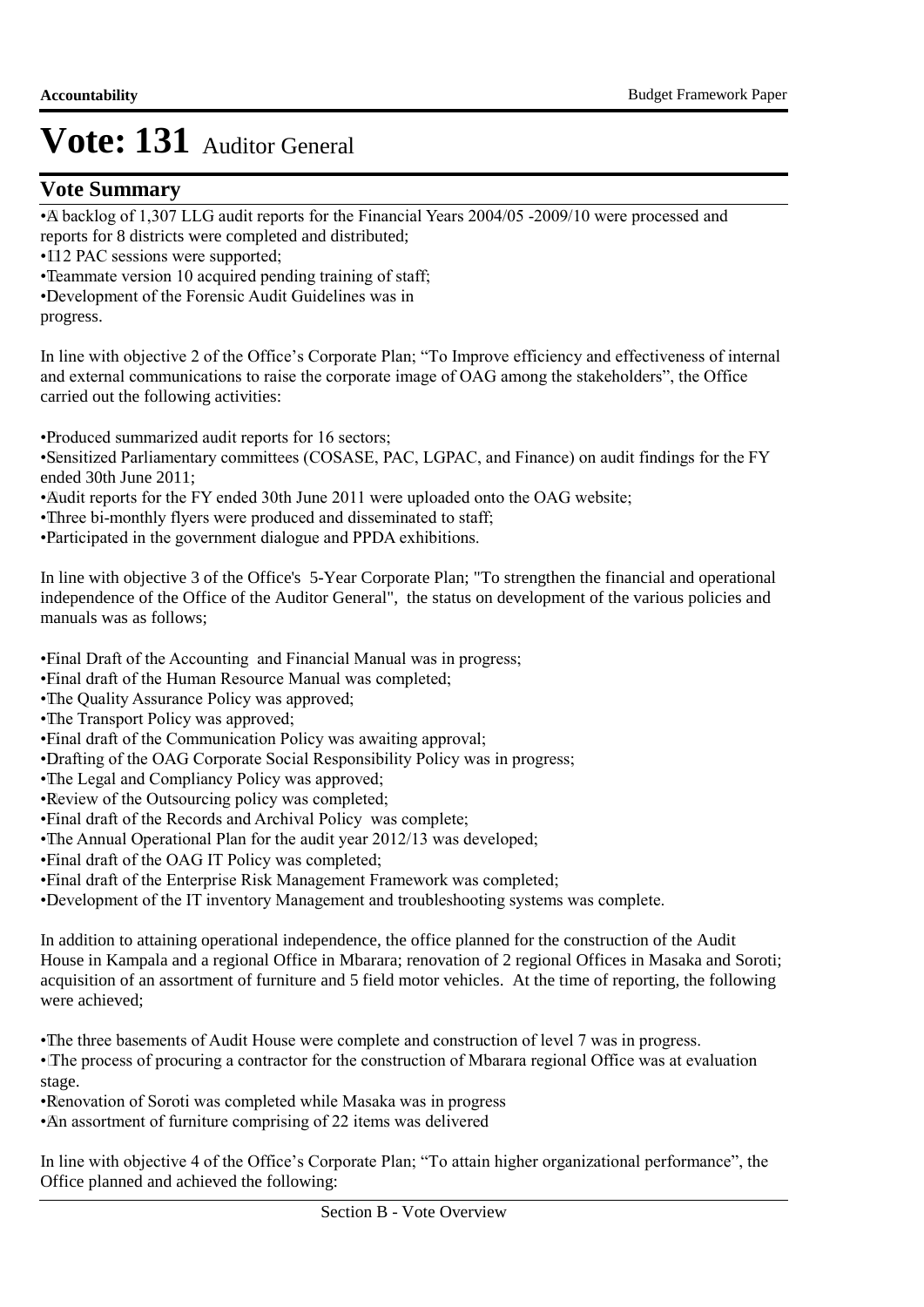# Vote: 131 Auditor General

## Vote Summary

- A backlog of 1,307 LLG audit reports for the Financial Years 2004/05 -2009/10 were processed and reports for 8 districts were completed and distributed;
- 112 PAC sessions were supported;
- Teammate version 10 acquired pending training of staff;
- Development of the Forensic Audit Guidelines was in progress.

In line with objective 2 of the Office's Corporate Plan; "To Improve efficiency and effectiveness of internal and external communications to raise the corporate image of OAG among the stakeholders", the Office carried out the following activities:

- Produced summarized audit reports for 16 sectors;
- Sensitized Parliamentary committees (COSASE, PAC, LGPAC, and Finance) on audit findings for the FY ended 30th June 2011;
- Audit reports for the FY ended 30th June 2011 were uploaded onto the OAG website;
- Three bi-monthly flyers were produced and disseminated to staff;
- Participated in the government dialogue and PPDA exhibitions.

In line with objective 3 of the Office's 5-Year Corporate Plan; "To strengthen the financial and operational independence of the Office of the Auditor General", the status on development of the various policies and manuals was as follows;

- Final Draft of the Accounting and Financial Manual was in progress;
- Final draft of the Human Resource Manual was completed;
- The Quality Assurance Policy was approved;
- The Transport Policy was approved;
- Final draft of the Communication Policy was awaiting approval;
- Drafting of the OAG Corporate Social Responsibility Policy was in progress;
- The Legal and Compliancy Policy was approved;
- Review of the Outsourcing policy was completed;
- Final draft of the Records and Archival Policy was complete;
- The Annual Operational Plan for the audit year 2012/13 was developed;
- Final draft of the OAG IT Policy was completed;
- Final draft of the Enterprise Risk Management Framework was completed;
- Development of the IT inventory Management and troubleshooting systems was complete.

In addition to attaining operational independence, the office planned for the construction of the Audit House in Kampala and a regional Office in Mbarara; renovation of 2 regional Offices in Masaka and Soroti; acquisition of an assortment of furniture and 5 field motor vehicles. At the time of reporting, the following were achieved;

- The three basements of Audit House were complete and construction of level 7 was in progress.
- The process of procuring a contractor for the construction of Mbarara regional Office was at evaluation stage.
- Renovation of Soroti was completed while Masaka was in progress
- An assortment of furniture comprising of 22 items was delivered

In line with objective 4 of the Office's Corporate Plan; "To attain higher organizational performance", the Office planned and achieved the following: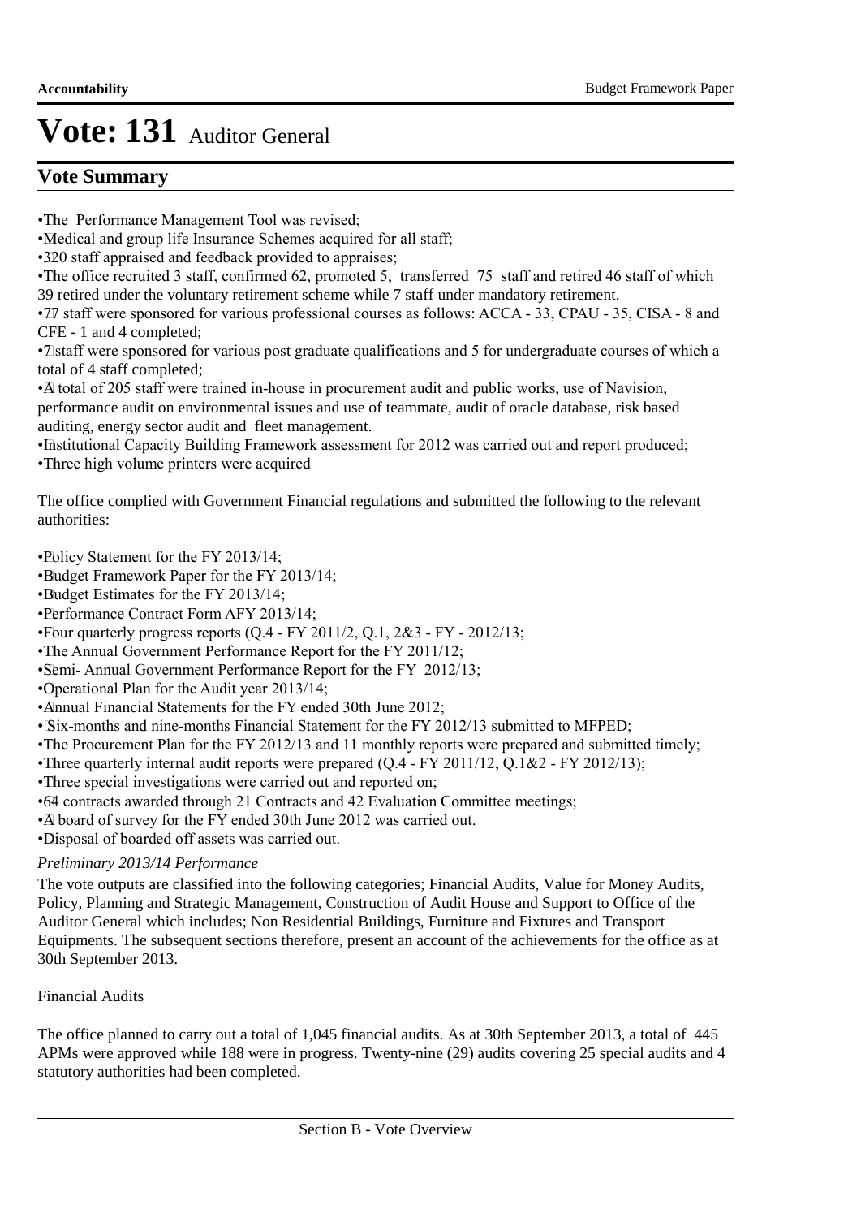# Vote: 131 Auditor General

## Vote Summary

- The Performance Management Tool was revised;
- Medical and group life Insurance Schemes acquired for all staff;
- 320 staff appraised and feedback provided to appraises;
- The office recruited 3 staff, confirmed 62, promoted 5, transferred 75 staff and retired 46 staff of which 39 retired under the voluntary retirement scheme while 7 staff under mandatory retirement.
- 77 staff were sponsored for various professional courses as follows: ACCA - 33, CPAU - 35, CISA - 8 and CFE - 1 and 4 completed;
- 7 staff were sponsored for various post graduate qualifications and 5 for undergraduate courses of which a total of 4 staff completed;
- A total of 205 staff were trained in-house in procurement audit and public works, use of Navision, performance audit on environmental issues and use of teammate, audit of oracle database, risk based auditing, energy sector audit and fleet management.
- Institutional Capacity Building Framework assessment for 2012 was carried out and report produced;
- Three high volume printers were acquired

The office complied with Government Financial regulations and submitted the following to the relevant authorities:

- Policy Statement for the FY 2013/14;
- Budget Framework Paper for the FY 2013/14;
- Budget Estimates for the FY 2013/14;
- Performance Contract Form AFY 2013/14;
- Four quarterly progress reports (Q.4 - FY 2011/2, Q.1, 2&3 - FY - 2012/13;
- The Annual Government Performance Report for the FY 2011/12;
- Semi- Annual Government Performance Report for the FY 2012/13;
- Operational Plan for the Audit year 2013/14;
- Annual Financial Statements for the FY ended 30th June 2012;
- Six-months and nine-months Financial Statement for the FY 2012/13 submitted to MFPED;
- The Procurement Plan for the FY 2012/13 and 11 monthly reports were prepared and submitted timely;
- Three quarterly internal audit reports were prepared (Q.4 - FY 2011/12, Q.1&2 - FY 2012/13);
- Three special investigations were carried out and reported on;
- 64 contracts awarded through 21 Contracts and 42 Evaluation Committee meetings;
- A board of survey for the FY ended 30th June 2012 was carried out.
- Disposal of boarded off assets was carried out.

*Preliminary 2013/14 Performance*

The vote outputs are classified into the following categories; Financial Audits, Value for Money Audits, Policy, Planning and Strategic Management, Construction of Audit House and Support to Office of the Auditor General which includes; Non Residential Buildings, Furniture and Fixtures and Transport Equipments. The subsequent sections therefore, present an account of the achievements for the office as at 30th September 2013.

Financial Audits

The office planned to carry out a total of 1,045 financial audits. As at 30th September 2013, a total of 445 APMs were approved while 188 were in progress. Twenty-nine (29) audits covering 25 special audits and 4 statutory authorities had been completed.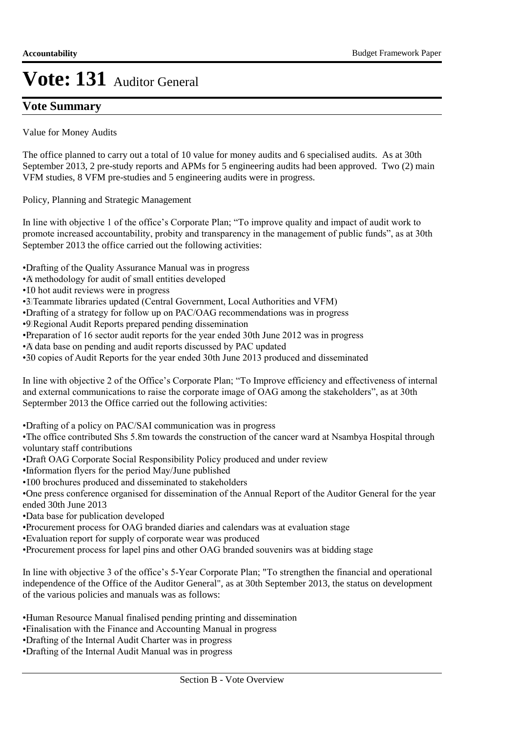# Vote: 131 Auditor General

## Vote Summary

Value for Money Audits

The office planned to carry out a total of 10 value for money audits and 6 specialised audits. As at 30th September 2013, 2 pre-study reports and APMs for 5 engineering audits had been approved. Two (2) main VFM studies, 8 VFM pre-studies and 5 engineering audits were in progress.

Policy, Planning and Strategic Management

In line with objective 1 of the office's Corporate Plan; "To improve quality and impact of audit work to promote increased accountability, probity and transparency in the management of public funds", as at 30th September 2013 the office carried out the following activities:

- Drafting of the Quality Assurance Manual was in progress
- A methodology for audit of small entities developed
- 10 hot audit reviews were in progress
- 3 Teammate libraries updated (Central Government, Local Authorities and VFM)
- Drafting of a strategy for follow up on PAC/OAG recommendations was in progress
- 9 Regional Audit Reports prepared pending dissemination
- Preparation of 16 sector audit reports for the year ended 30th June 2012 was in progress
- A data base on pending and audit reports discussed by PAC updated
- 30 copies of Audit Reports for the year ended 30th June 2013 produced and disseminated

In line with objective 2 of the Office's Corporate Plan; "To Improve efficiency and effectiveness of internal and external communications to raise the corporate image of OAG among the stakeholders", as at 30th Septermber 2013 the Office carried out the following activities:

- Drafting of a policy on PAC/SAI communication was in progress
- The office contributed Shs 5.8m towards the construction of the cancer ward at Nsambya Hospital through voluntary staff contributions
- Draft OAG Corporate Social Responsibility Policy produced and under review
- Information flyers for the period May/June published
- 100 brochures produced and disseminated to stakeholders
- One press conference organised for dissemination of the Annual Report of the Auditor General for the year ended 30th June 2013
- Data base for publication developed
- Procurement process for OAG branded diaries and calendars was at evaluation stage
- Evaluation report for supply of corporate wear was produced
- Procurement process for lapel pins and other OAG branded souvenirs was at bidding stage

In line with objective 3 of the office's 5-Year Corporate Plan; "To strengthen the financial and operational independence of the Office of the Auditor General", as at 30th September 2013, the status on development of the various policies and manuals was as follows:

- Human Resource Manual finalised pending printing and dissemination
- Finalisation with the Finance and Accounting Manual in progress
- Drafting of the Internal Audit Charter was in progress
- Drafting of the Internal Audit Manual was in progress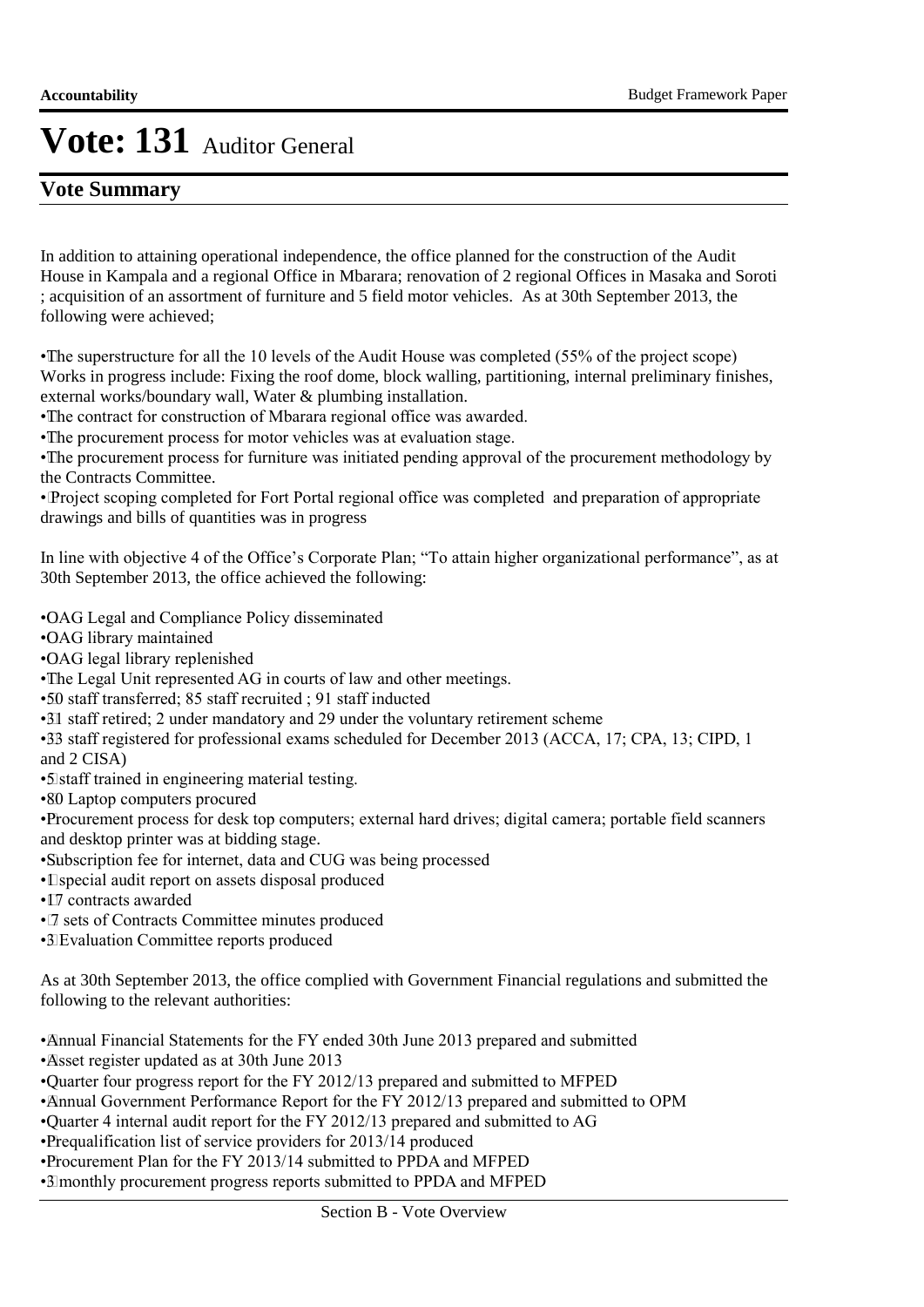# Vote: 131 Auditor General

## Vote Summary

In addition to attaining operational independence, the office planned for the construction of the Audit House in Kampala and a regional Office in Mbarara; renovation of 2 regional Offices in Masaka and Soroti ; acquisition of an assortment of furniture and 5 field motor vehicles. As at 30th September 2013, the following were achieved;

- The superstructure for all the 10 levels of the Audit House was completed (55% of the project scope) Works in progress include: Fixing the roof dome, block walling, partitioning, internal preliminary finishes, external works/boundary wall, Water & plumbing installation.
- The contract for construction of Mbarara regional office was awarded.
- The procurement process for motor vehicles was at evaluation stage.
- The procurement process for furniture was initiated pending approval of the procurement methodology by the Contracts Committee.
- Project scoping completed for Fort Portal regional office was completed and preparation of appropriate drawings and bills of quantities was in progress

In line with objective 4 of the Office's Corporate Plan; "To attain higher organizational performance", as at 30th September 2013, the office achieved the following:

- OAG Legal and Compliance Policy disseminated
- OAG library maintained
- OAG legal library replenished
- The Legal Unit represented AG in courts of law and other meetings.
- 50 staff transferred; 85 staff recruited ; 91 staff inducted
- 31 staff retired; 2 under mandatory and 29 under the voluntary retirement scheme
- 33 staff registered for professional exams scheduled for December 2013 (ACCA, 17; CPA, 13; CIPD, 1 and 2 CISA)
- 5 staff trained in engineering material testing.
- 80 Laptop computers procured
- Procurement process for desk top computers; external hard drives; digital camera; portable field scanners and desktop printer was at bidding stage.
- Subscription fee for internet, data and CUG was being processed
- 1 special audit report on assets disposal produced
- 17 contracts awarded
- 7 sets of Contracts Committee minutes produced
- 3 Evaluation Committee reports produced

As at 30th September 2013, the office complied with Government Financial regulations and submitted the following to the relevant authorities:

- Annual Financial Statements for the FY ended 30th June 2013 prepared and submitted
- Asset register updated as at 30th June 2013
- Quarter four progress report for the FY 2012/13 prepared and submitted to MFPED
- Annual Government Performance Report for the FY 2012/13 prepared and submitted to OPM
- Quarter 4 internal audit report for the FY 2012/13 prepared and submitted to AG
- Prequalification list of service providers for 2013/14 produced
- Procurement Plan for the FY 2013/14 submitted to PPDA and MFPED
- 3 monthly procurement progress reports submitted to PPDA and MFPED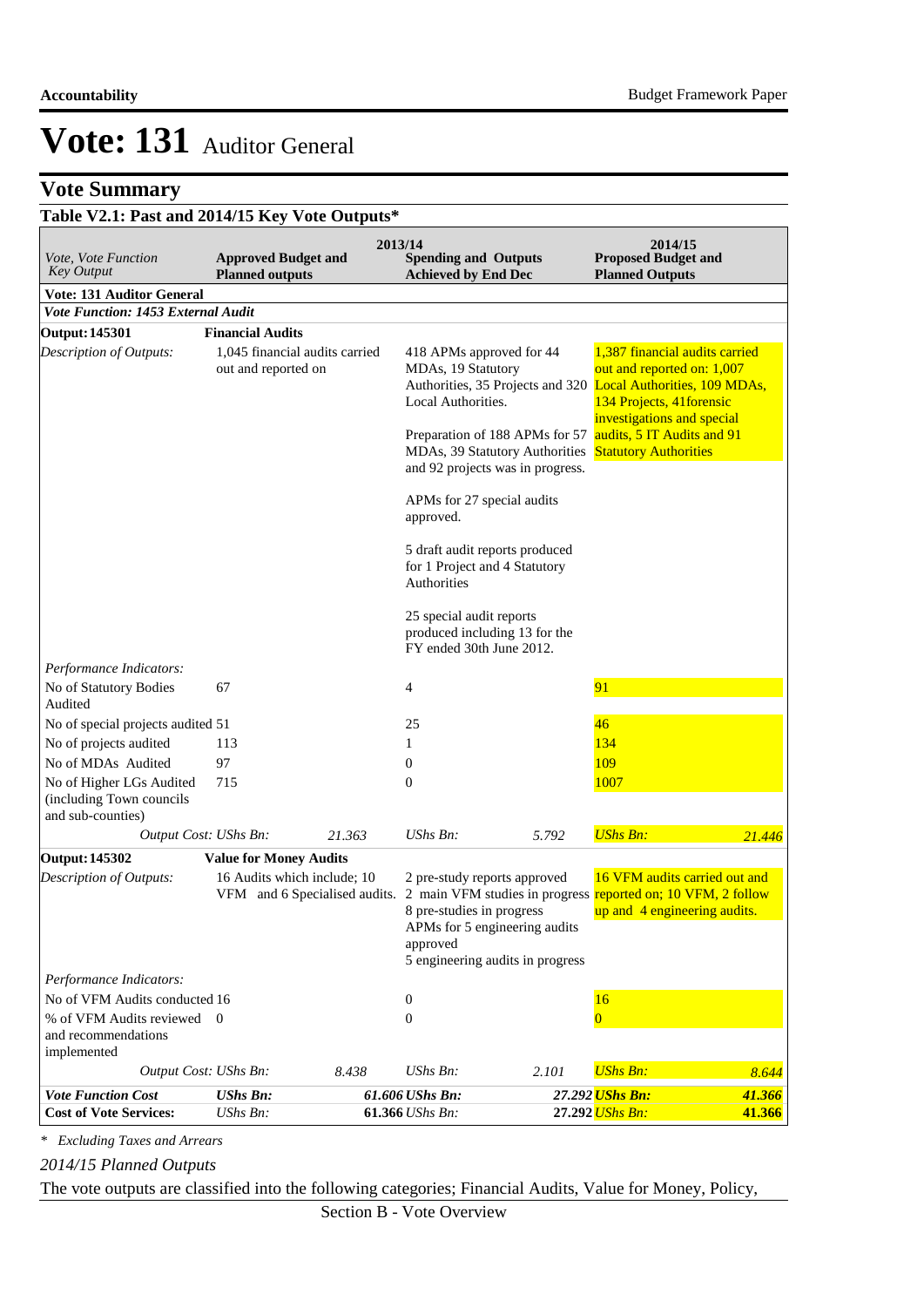# Vote: 131 Auditor General

## Vote Summary

### Table V2.1: Past and 2014/15 Key Vote Outputs*

| *Vote, Vote Function Key Output* | 2013/14 **Approved Budget and Planned outputs** | | 2013/14 **Spending and Outputs Achieved by End Dec** | | 2014/15 **Proposed Budget and Planned Outputs** | |
|---|---|---|---|---|---|---|
| **Vote: 131 Auditor General** | | | | | | |
| ***Vote Function: 1453 External Audit*** | | | | | | |
| **Output: 145301** | **Financial Audits** | | | | | |
| *Description of Outputs:* | 1,045 financial audits carried out and reported on | | 418 APMs approved for 44 MDAs, 19 Statutory Authorities, 35 Projects and 320 Local Authorities.<br><br>Preparation of 188 APMs for 57 MDAs, 39 Statutory Authorities and 92 projects was in progress.<br><br>APMs for 27 special audits approved.<br><br>5 draft audit reports produced for 1 Project and 4 Statutory Authorities<br><br>25 special audit reports produced including 13 for the FY ended 30th June 2012. | | 1,387 financial audits carried out and reported on: 1,007 Local Authorities, 109 MDAs, 134 Projects, 41forensic investigations and special audits, 5 IT Audits and 91 Statutory Authorities | |
| *Performance Indicators:* | | | | | | |
| No of Statutory Bodies Audited | 67 | | 4 | | 91 | |
| No of special projects audited | 51 | | 25 | | 46 | |
| No of projects audited | 113 | | 1 | | 134 | |
| No of MDAs Audited | 97 | | 0 | | 109 | |
| No of Higher LGs Audited (including Town councils and sub-counties) | 715 | | 0 | | 1007 | |
| *Output Cost:* | *UShs Bn:* | *21.363* | *UShs Bn:* | *5.792* | *UShs Bn:* | *21.446* |
| **Output: 145302** | **Value for Money Audits** | | | | | |
| *Description of Outputs:* | 16 Audits which include; 10 VFM and 6 Specialised audits. | | 2 pre-study reports approved<br>2 main VFM studies in progress<br>8 pre-studies in progress<br>APMs for 5 engineering audits approved<br>5 engineering audits in progress | | 16 VFM audits carried out and reported on; 10 VFM, 2 follow up and 4 engineering audits. | |
| *Performance Indicators:* | | | | | | |
| No of VFM Audits conducted | 16 | | 0 | | 16 | |
| % of VFM Audits reviewed and recommendations implemented | 0 | | 0 | | 0 | |
| *Output Cost:* | *UShs Bn:* | *8.438* | *UShs Bn:* | *2.101* | *UShs Bn:* | *8.644* |
| ***Vote Function Cost*** | ***UShs Bn:*** | ***61.606*** | ***UShs Bn:*** | ***27.292*** | ***UShs Bn:*** | ***41.366*** |
| **Cost of Vote Services:** | *UShs Bn:* | **61.366** | *UShs Bn:* | **27.292** | *UShs Bn:* | **41.366** |

*\* Excluding Taxes and Arrears*

*2014/15 Planned Outputs*

The vote outputs are classified into the following categories; Financial Audits, Value for Money, Policy,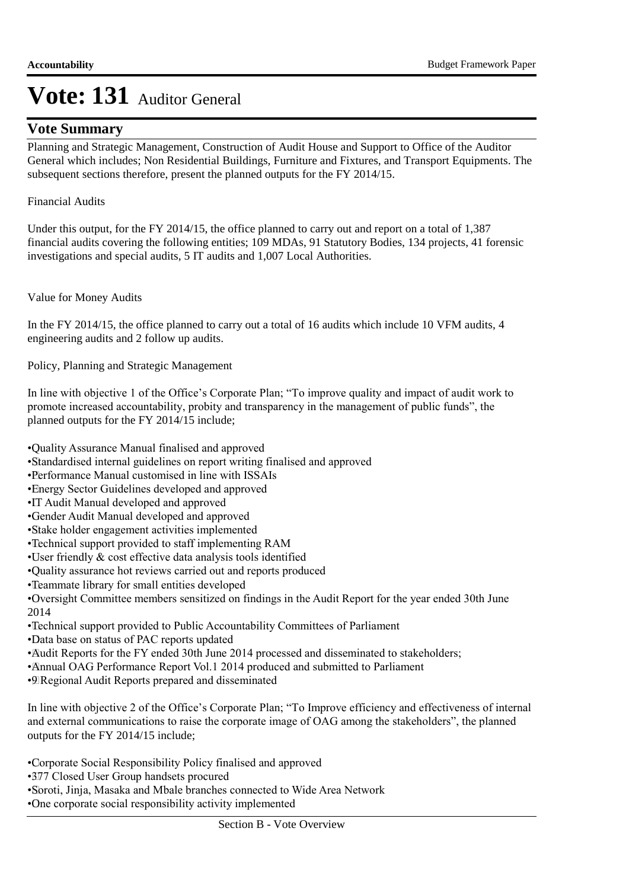# Vote: 131 Auditor General

## Vote Summary

Planning and Strategic Management, Construction of Audit House and Support to Office of the Auditor General which includes; Non Residential Buildings, Furniture and Fixtures, and Transport Equipments. The subsequent sections therefore, present the planned outputs for the FY 2014/15.

Financial Audits

Under this output, for the FY 2014/15, the office planned to carry out and report on a total of 1,387 financial audits covering the following entities; 109 MDAs, 91 Statutory Bodies, 134 projects, 41 forensic investigations and special audits, 5 IT audits and 1,007 Local Authorities.

Value for Money Audits

In the FY 2014/15, the office planned to carry out a total of 16 audits which include 10 VFM audits, 4 engineering audits and 2 follow up audits.

Policy, Planning and Strategic Management

In line with objective 1 of the Office's Corporate Plan; "To improve quality and impact of audit work to promote increased accountability, probity and transparency in the management of public funds", the planned outputs for the FY 2014/15 include;

- Quality Assurance Manual finalised and approved
- Standardised internal guidelines on report writing finalised and approved
- Performance Manual customised in line with ISSAIs
- Energy Sector Guidelines developed and approved
- IT Audit Manual developed and approved
- Gender Audit Manual developed and approved
- Stake holder engagement activities implemented
- Technical support provided to staff implementing RAM
- User friendly & cost effective data analysis tools identified
- Quality assurance hot reviews carried out and reports produced
- Teammate library for small entities developed
- Oversight Committee members sensitized on findings in the Audit Report for the year ended 30th June 2014
- Technical support provided to Public Accountability Committees of Parliament
- Data base on status of PAC reports updated
- Audit Reports for the FY ended 30th June 2014 processed and disseminated to stakeholders;
- Annual OAG Performance Report Vol.1 2014 produced and submitted to Parliament
- 9 Regional Audit Reports prepared and disseminated

In line with objective 2 of the Office's Corporate Plan; "To Improve efficiency and effectiveness of internal and external communications to raise the corporate image of OAG among the stakeholders", the planned outputs for the FY 2014/15 include;

- Corporate Social Responsibility Policy finalised and approved
- 377 Closed User Group handsets procured
- Soroti, Jinja, Masaka and Mbale branches connected to Wide Area Network
- One corporate social responsibility activity implemented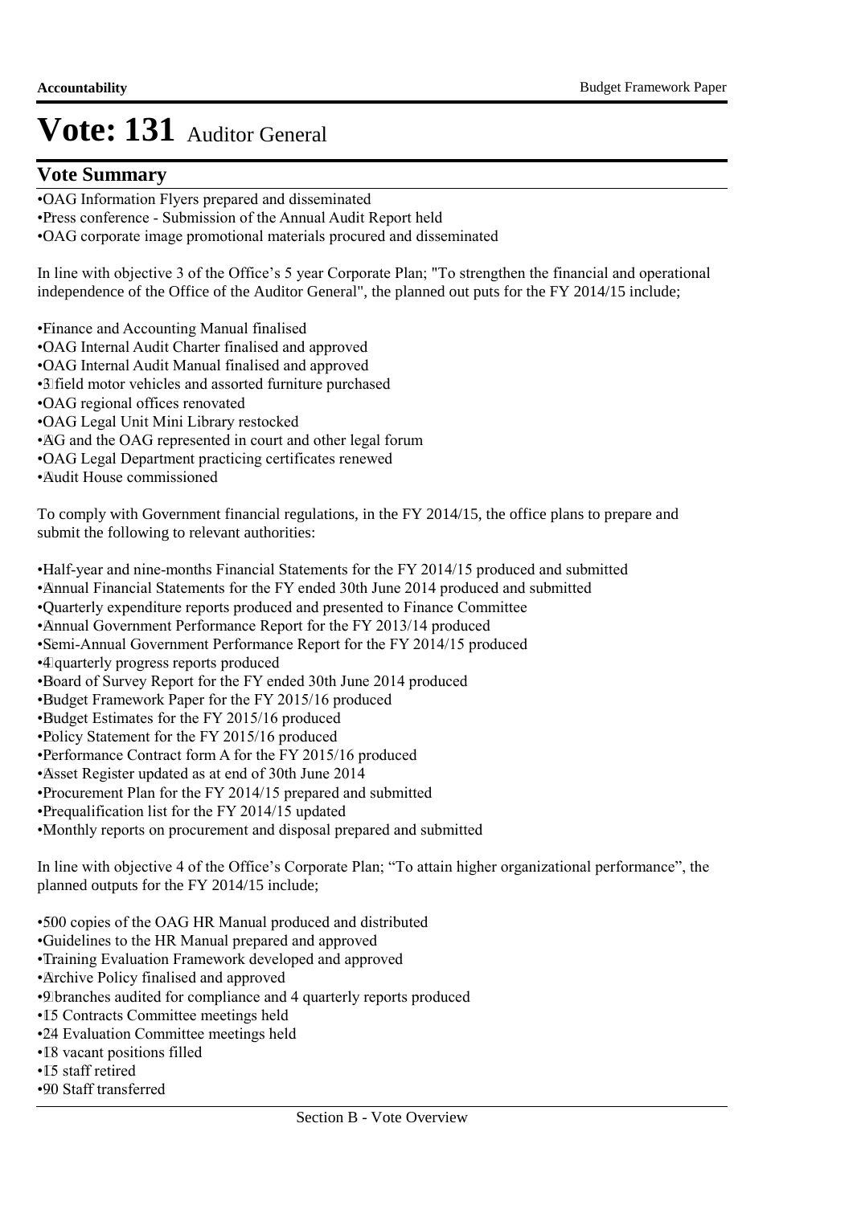# Vote: 131 Auditor General

## Vote Summary

- OAG Information Flyers prepared and disseminated
- Press conference - Submission of the Annual Audit Report held
- OAG corporate image promotional materials procured and disseminated

In line with objective 3 of the Office's 5 year Corporate Plan; "To strengthen the financial and operational independence of the Office of the Auditor General", the planned out puts for the FY 2014/15 include;

- Finance and Accounting Manual finalised
- OAG Internal Audit Charter finalised and approved
- OAG Internal Audit Manual finalised and approved
- 3 field motor vehicles and assorted furniture purchased
- OAG regional offices renovated
- OAG Legal Unit Mini Library restocked
- AG and the OAG represented in court and other legal forum
- OAG Legal Department practicing certificates renewed
- Audit House commissioned

To comply with Government financial regulations, in the FY 2014/15, the office plans to prepare and submit the following to relevant authorities:

- Half-year and nine-months Financial Statements for the FY 2014/15 produced and submitted
- Annual Financial Statements for the FY ended 30th June 2014 produced and submitted
- Quarterly expenditure reports produced and presented to Finance Committee
- Annual Government Performance Report for the FY 2013/14 produced
- Semi-Annual Government Performance Report for the FY 2014/15 produced
- 4 quarterly progress reports produced
- Board of Survey Report for the FY ended 30th June 2014 produced
- Budget Framework Paper for the FY 2015/16 produced
- Budget Estimates for the FY 2015/16 produced
- Policy Statement for the FY 2015/16 produced
- Performance Contract form A for the FY 2015/16 produced
- Asset Register updated as at end of 30th June 2014
- Procurement Plan for the FY 2014/15 prepared and submitted
- Prequalification list for the FY 2014/15 updated
- Monthly reports on procurement and disposal prepared and submitted

In line with objective 4 of the Office's Corporate Plan; "To attain higher organizational performance", the planned outputs for the FY 2014/15 include;

- 500 copies of the OAG HR Manual produced and distributed
- Guidelines to the HR Manual prepared and approved
- Training Evaluation Framework developed and approved
- Archive Policy finalised and approved
- 9 branches audited for compliance and 4 quarterly reports produced
- 15 Contracts Committee meetings held
- 24 Evaluation Committee meetings held
- 18 vacant positions filled
- 15 staff retired
- 90 Staff transferred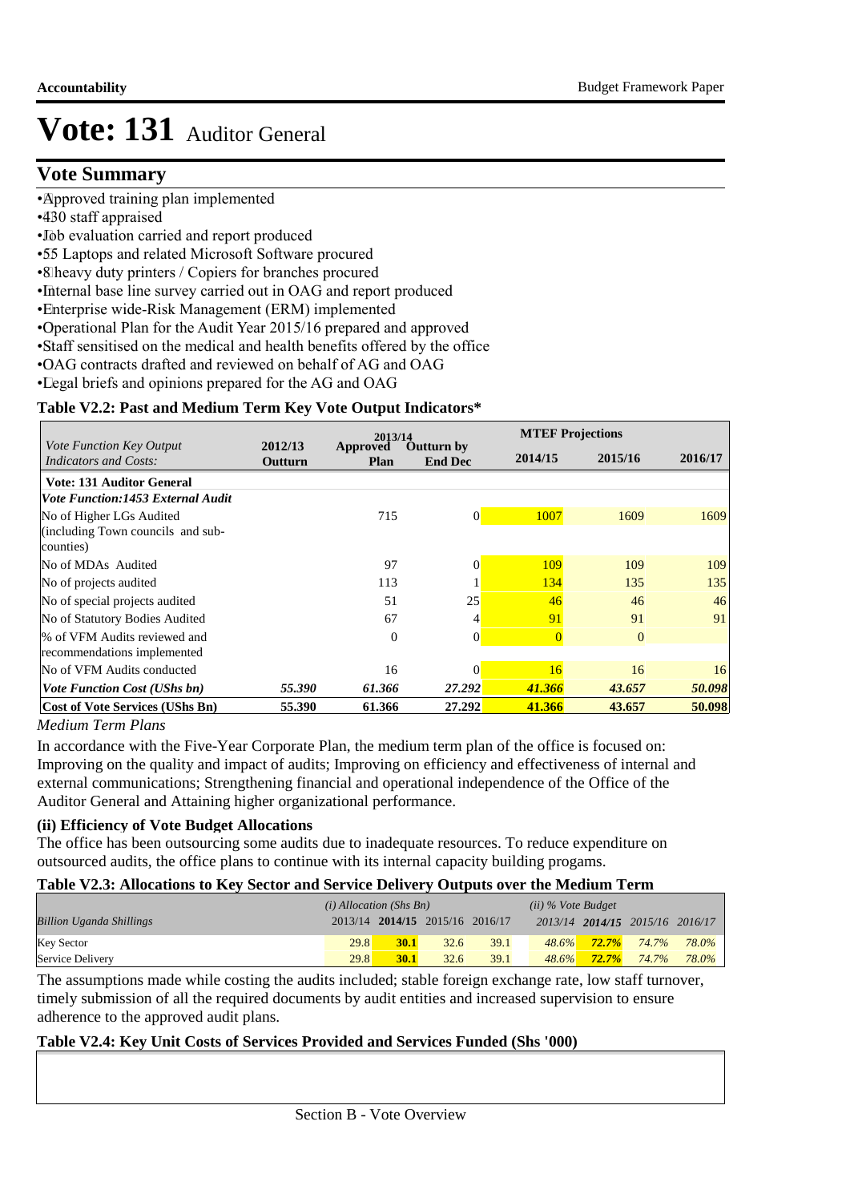# Vote: 131 Auditor General

## Vote Summary

- Approved training plan implemented
- 430 staff appraised
- Job evaluation carried and report produced
- 55 Laptops and related Microsoft Software procured
- 8 heavy duty printers / Copiers for branches procured
- Internal base line survey carried out in OAG and report produced
- Enterprise wide-Risk Management (ERM) implemented
- Operational Plan for the Audit Year 2015/16 prepared and approved
- Staff sensitised on the medical and health benefits offered by the office
- OAG contracts drafted and reviewed on behalf of AG and OAG
- Legal briefs and opinions prepared for the AG and OAG

**Table V2.2: Past and Medium Term Key Vote Output Indicators***

| *Vote Function Key Output Indicators and Costs:* | 2012/13 Outturn | 2013/14 Approved Plan | 2013/14 Outturn by End Dec | MTEF Projections 2014/15 | 2015/16 | 2016/17 |
|---|---|---|---|---|---|---|
| **Vote: 131 Auditor General** | | | | | | |
| ***Vote Function:1453 External Audit*** | | | | | | |
| No of Higher LGs Audited (including Town councils and sub-counties) | | 715 | 0 | 1007 | 1609 | 1609 |
| No of MDAs Audited | | 97 | 0 | 109 | 109 | 109 |
| No of projects audited | | 113 | 1 | 134 | 135 | 135 |
| No of special projects audited | | 51 | 25 | 46 | 46 | 46 |
| No of Statutory Bodies Audited | | 67 | 4 | 91 | 91 | 91 |
| % of VFM Audits reviewed and recommendations implemented | | 0 | 0 | 0 | 0 | |
| No of VFM Audits conducted | | 16 | 0 | 16 | 16 | 16 |
| ***Vote Function Cost (UShs bn)*** | ***55.390*** | ***61.366*** | ***27.292*** | ***41.366*** | ***43.657*** | ***50.098*** |
| **Cost of Vote Services (UShs Bn)** | **55.390** | **61.366** | **27.292** | **41.366** | **43.657** | **50.098** |

*Medium Term Plans*

In accordance with the Five-Year Corporate Plan, the medium term plan of the office is focused on: Improving on the quality and impact of audits; Improving on efficiency and effectiveness of internal and external communications; Strengthening financial and operational independence of the Office of the Auditor General and Attaining higher organizational performance.

### (ii) Efficiency of Vote Budget Allocations

The office has been outsourcing some audits due to inadequate resources. To reduce expenditure on outsourced audits, the office plans to continue with its internal capacity building progams.

**Table V2.3: Allocations to Key Sector and Service Delivery Outputs over the Medium Term**

| *Billion Uganda Shillings* | *(i) Allocation (Shs Bn)* 2013/14 | **2014/15** | 2015/16 | 2016/17 | *(ii) % Vote Budget* *2013/14* | ***2014/15*** | *2015/16* | *2016/17* |
|---|---|---|---|---|---|---|---|---|
| Key Sector | 29.8 | **30.1** | 32.6 | 39.1 | *48.6%* | ***72.7%*** | *74.7%* | *78.0%* |
| Service Delivery | 29.8 | **30.1** | 32.6 | 39.1 | *48.6%* | ***72.7%*** | *74.7%* | *78.0%* |

The assumptions made while costing the audits included; stable foreign exchange rate, low staff turnover, timely submission of all the required documents by audit entities and increased supervision to ensure adherence to the approved audit plans.

**Table V2.4: Key Unit Costs of Services Provided and Services Funded (Shs '000)**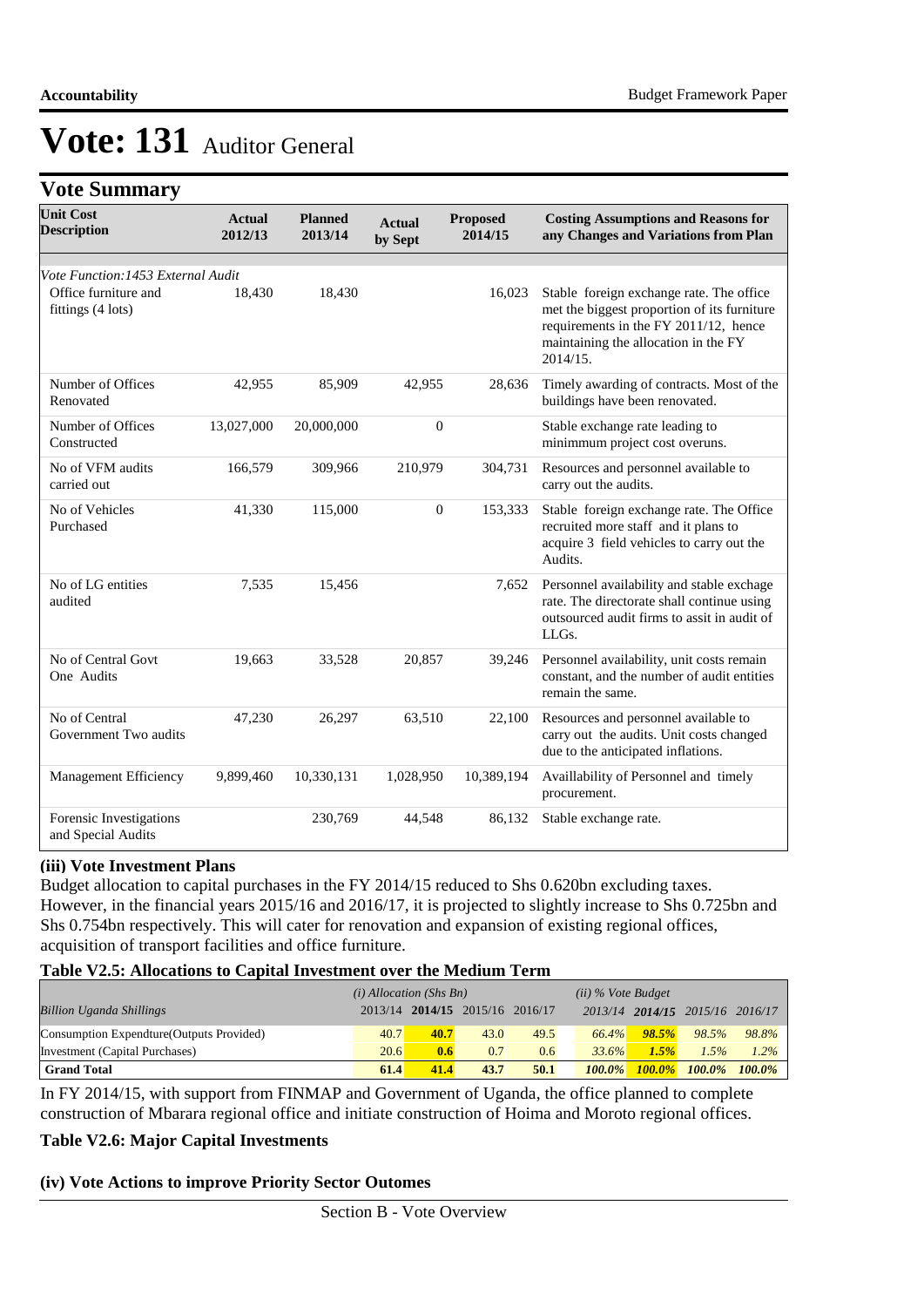# Vote: 131 Auditor General

## Vote Summary

| Unit Cost Description | Actual 2012/13 | Planned 2013/14 | Actual by Sept | Proposed 2014/15 | Costing Assumptions and Reasons for any Changes and Variations from Plan |
|---|---|---|---|---|---|
| *Vote Function:1453 External Audit* | | | | | |
| Office furniture and fittings (4 lots) | 18,430 | 18,430 | | 16,023 | Stable foreign exchange rate. The office met the biggest proportion of its furniture requirements in the FY 2011/12, hence maintaining the allocation in the FY 2014/15. |
| Number of Offices Renovated | 42,955 | 85,909 | 42,955 | 28,636 | Timely awarding of contracts. Most of the buildings have been renovated. |
| Number of Offices Constructed | 13,027,000 | 20,000,000 | 0 | | Stable exchange rate leading to minimmum project cost overuns. |
| No of VFM audits carried out | 166,579 | 309,966 | 210,979 | 304,731 | Resources and personnel available to carry out the audits. |
| No of Vehicles Purchased | 41,330 | 115,000 | 0 | 153,333 | Stable foreign exchange rate. The Office recruited more staff and it plans to acquire 3 field vehicles to carry out the Audits. |
| No of LG entities audited | 7,535 | 15,456 | | 7,652 | Personnel availability and stable exchage rate. The directorate shall continue using outsourced audit firms to assit in audit of LLGs. |
| No of Central Govt One Audits | 19,663 | 33,528 | 20,857 | 39,246 | Personnel availability, unit costs remain constant, and the number of audit entities remain the same. |
| No of Central Government Two audits | 47,230 | 26,297 | 63,510 | 22,100 | Resources and personnel available to carry out the audits. Unit costs changed due to the anticipated inflations. |
| Management Efficiency | 9,899,460 | 10,330,131 | 1,028,950 | 10,389,194 | Availlability of Personnel and timely procurement. |
| Forensic Investigations and Special Audits | | 230,769 | 44,548 | 86,132 | Stable exchange rate. |

**(iii) Vote Investment Plans**

Budget allocation to capital purchases in the FY 2014/15 reduced to Shs 0.620bn excluding taxes. However, in the financial years 2015/16 and 2016/17, it is projected to slightly increase to Shs 0.725bn and Shs 0.754bn respectively. This will cater for renovation and expansion of existing regional offices, acquisition of transport facilities and office furniture.

**Table V2.5: Allocations to Capital Investment over the Medium Term**

| | (i) Allocation (Shs Bn) | | | | (ii) % Vote Budget | | | |
|---|---|---|---|---|---|---|---|---|
| *Billion Uganda Shillings* | 2013/14 | **2014/15** | 2015/16 | 2016/17 | 2013/14 | **2014/15** | 2015/16 | 2016/17 |
| Consumption Expendture(Outputs Provided) | 40.7 | **40.7** | 43.0 | 49.5 | 66.4% | **98.5%** | 98.5% | 98.8% |
| Investment (Capital Purchases) | 20.6 | **0.6** | 0.7 | 0.6 | 33.6% | **1.5%** | 1.5% | 1.2% |
| **Grand Total** | **61.4** | **41.4** | **43.7** | **50.1** | **100.0%** | **100.0%** | **100.0%** | **100.0%** |

In FY 2014/15, with support from FINMAP and Government of Uganda, the office planned to complete construction of Mbarara regional office and initiate construction of Hoima and Moroto regional offices.

**Table V2.6: Major Capital Investments**

**(iv) Vote Actions to improve Priority Sector Outomes**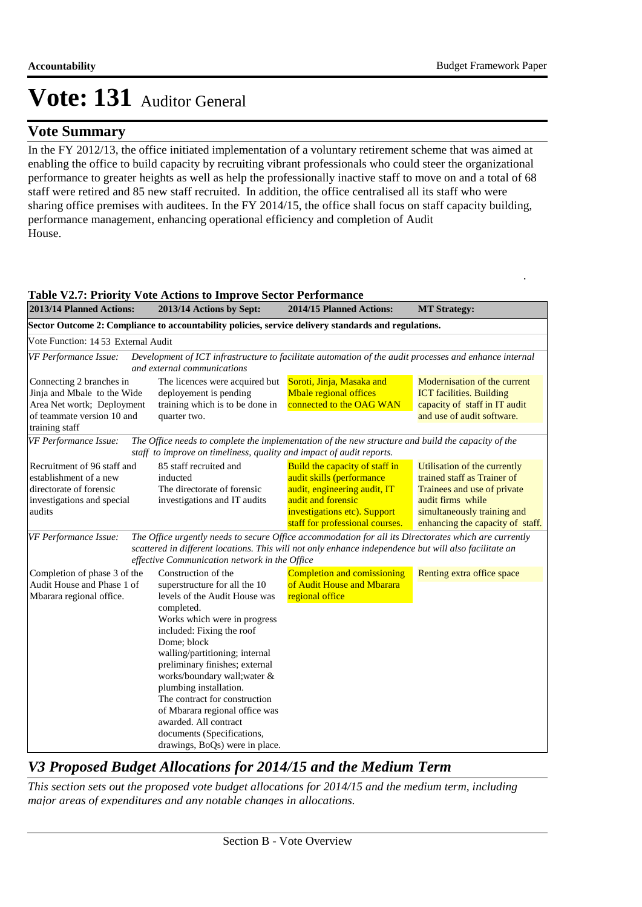# Vote: 131 Auditor General

## Vote Summary

In the FY 2012/13, the office initiated implementation of a voluntary retirement scheme that was aimed at enabling the office to build capacity by recruiting vibrant professionals who could steer the organizational performance to greater heights as well as help the professionally inactive staff to move on and a total of 68 staff were retired and 85 new staff recruited. In addition, the office centralised all its staff who were sharing office premises with auditees. In the FY 2014/15, the office shall focus on staff capacity building, performance management, enhancing operational efficiency and completion of Audit House.

.

**Table V2.7: Priority Vote Actions to Improve Sector Performance**

| 2013/14 Planned Actions: | 2013/14 Actions by Sept: | 2014/15 Planned Actions: | MT Strategy: |
|---|---|---|---|
| **Sector Outcome 2: Compliance to accountability policies, service delivery standards and regulations.** | | | |
| Vote Function: 14 53 External Audit | | | |
| *VF Performance Issue:* *Development of ICT infrastructure to facilitate automation of the audit processes and enhance internal and external communications* | | | |
| Connecting 2 branches in Jinja and Mbale to the Wide Area Net wortk; Deployment of teammate version 10 and training staff | The licences were acquired but deployement is pending training which is to be done in quarter two. | Soroti, Jinja, Masaka and Mbale regional offices connected to the OAG WAN | Modernisation of the current ICT facilities. Building capacity of staff in IT audit and use of audit software. |
| *VF Performance Issue:* *The Office needs to complete the implementation of the new structure and build the capacity of the staff to improve on timeliness, quality and impact of audit reports.* | | | |
| Recruitment of 96 staff and establishment of a new directorate of forensic investigations and special audits | 85 staff recruited and inducted<br>The directorate of forensic investigations and IT audits | Build the capacity of staff in audit skills (performance audit, engineering audit, IT audit and forensic investigations etc). Support staff for professional courses. | Utilisation of the currently trained staff as Trainer of Trainees and use of private audit firms while simultaneously training and enhancing the capacity of staff. |
| *VF Performance Issue:* *The Office urgently needs to secure Office accommodation for all its Directorates which are currently scattered in different locations. This will not only enhance independence but will also facilitate an effective Communication network in the Office* | | | |
| Completion of phase 3 of the Audit House and Phase 1 of Mbarara regional office. | Construction of the superstructure for all the 10 levels of the Audit House was completed.<br>Works which were in progress included: Fixing the roof Dome; block walling/partitioning; internal preliminary finishes; external works/boundary wall;water & plumbing installation.<br>The contract for construction of Mbarara regional office was awarded. All contract documents (Specifications, drawings, BoQs) were in place. | Completion and comissioning of Audit House and Mbarara regional office | Renting extra office space |

## *V3 Proposed Budget Allocations for 2014/15 and the Medium Term*

*This section sets out the proposed vote budget allocations for 2014/15 and the medium term, including major areas of expenditures and any notable changes in allocations.*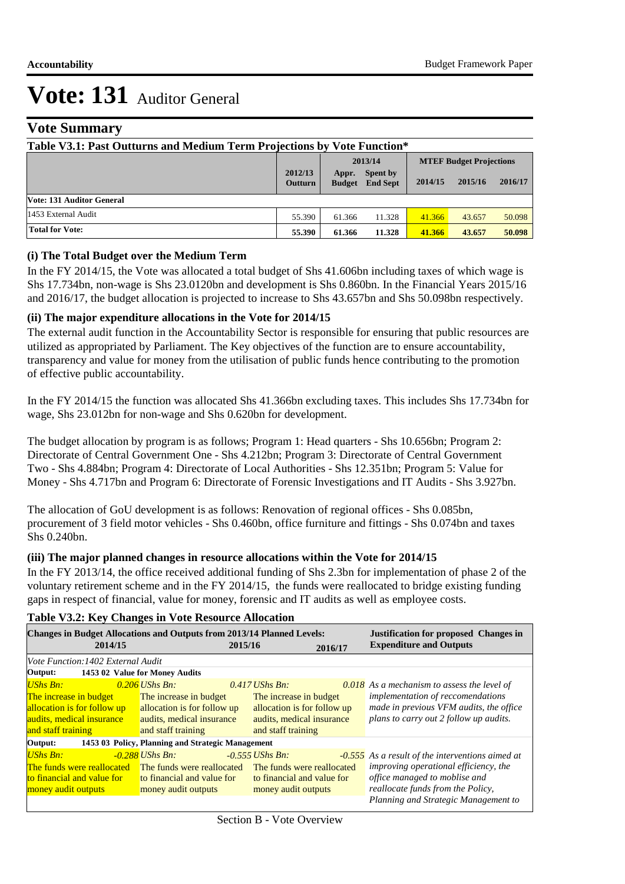# Vote: 131 Auditor General

## Vote Summary

**Table V3.1: Past Outturns and Medium Term Projections by Vote Function***

| | 2012/13 Outturn | 2013/14 Appr. Budget | 2013/14 Spent by End Sept | MTEF Budget Projections 2014/15 | 2015/16 | 2016/17 |
|---|---|---|---|---|---|---|
| **Vote: 131 Auditor General** | | | | | | |
| 1453 External Audit | 55.390 | 61.366 | 11.328 | 41.366 | 43.657 | 50.098 |
| **Total for Vote:** | **55.390** | **61.366** | **11.328** | **41.366** | **43.657** | **50.098** |

### (i) The Total Budget over the Medium Term

In the FY 2014/15, the Vote was allocated a total budget of Shs 41.606bn including taxes of which wage is Shs 17.734bn, non-wage is Shs 23.0120bn and development is Shs 0.860bn. In the Financial Years 2015/16 and 2016/17, the budget allocation is projected to increase to Shs 43.657bn and Shs 50.098bn respectively.

### (ii) The major expenditure allocations in the Vote for 2014/15

The external audit function in the Accountability Sector is responsible for ensuring that public resources are utilized as appropriated by Parliament. The Key objectives of the function are to ensure accountability, transparency and value for money from the utilisation of public funds hence contributing to the promotion of effective public accountability.

In the FY 2014/15 the function was allocated Shs 41.366bn excluding taxes. This includes Shs 17.734bn for wage, Shs 23.012bn for non-wage and Shs 0.620bn for development.

The budget allocation by program is as follows; Program 1: Head quarters - Shs 10.656bn; Program 2: Directorate of Central Government One - Shs 4.212bn; Program 3: Directorate of Central Government Two - Shs 4.884bn; Program 4: Directorate of Local Authorities - Shs 12.351bn; Program 5: Value for Money - Shs 4.717bn and Program 6: Directorate of Forensic Investigations and IT Audits - Shs 3.927bn.

The allocation of GoU development is as follows: Renovation of regional offices - Shs 0.085bn, procurement of 3 field motor vehicles - Shs 0.460bn, office furniture and fittings - Shs 0.074bn and taxes Shs 0.240bn.

### (iii) The major planned changes in resource allocations within the Vote for 2014/15

In the FY 2013/14, the office received additional funding of Shs 2.3bn for implementation of phase 2 of the voluntary retirement scheme and in the FY 2014/15, the funds were reallocated to bridge existing funding gaps in respect of financial, value for money, forensic and IT audits as well as employee costs.

**Table V3.2: Key Changes in Vote Resource Allocation**

| Changes in Budget Allocations and Outputs from 2013/14 Planned Levels: 2014/15 | 2015/16 | 2016/17 | Justification for proposed Changes in Expenditure and Outputs |
|---|---|---|---|
| *Vote Function:1402 External Audit* | | | |
| **Output: 1453 02 Value for Money Audits** | | | |
| *UShs Bn: 0.206* The increase in budget allocation is for follow up audits, medical insurance and staff training | *UShs Bn: 0.417* The increase in budget allocation is for follow up audits, medical insurance and staff training | *UShs Bn: 0.018* The increase in budget allocation is for follow up audits, medical insurance and staff training | *As a mechanism to assess the level of implementation of reccomendations made in previous VFM audits, the office plans to carry out 2 follow up audits.* |
| **Output: 1453 03 Policy, Planning and Strategic Management** | | | |
| *UShs Bn: -0.288* The funds were reallocated to financial and value for money audit outputs | *UShs Bn: -0.555* The funds were reallocated to financial and value for money audit outputs | *UShs Bn: -0.555* The funds were reallocated to financial and value for money audit outputs | *As a result of the interventions aimed at improving operational efficiency, the office managed to moblise and reallocate funds from the Policy, Planning and Strategic Management to* |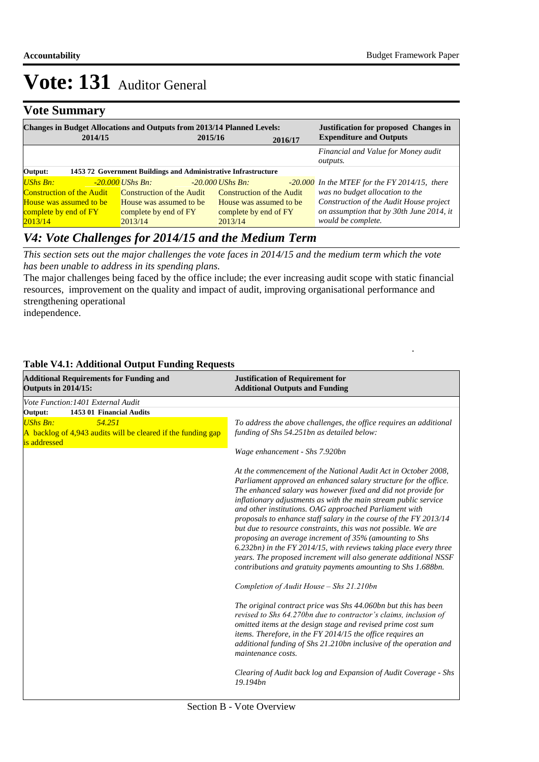# Vote: 131 Auditor General

## Vote Summary

| Changes in Budget Allocations and Outputs from 2013/14 Planned Levels: 2014/15 | 2015/16 | 2016/17 | Justification for proposed Changes in Expenditure and Outputs |
|---|---|---|---|
| | | | *Financial and Value for Money audit outputs.* |
| **Output: 1453 72 Government Buildings and Administrative Infrastructure** | | | |
| *UShs Bn: -20.000* Construction of the Audit House was assumed to be complete by end of FY 2013/14 | *UShs Bn: -20.000* Construction of the Audit House was assumed to be complete by end of FY 2013/14 | *UShs Bn: -20.000* Construction of the Audit House was assumed to be complete by end of FY 2013/14 | *In the MTEF for the FY 2014/15, there was no budget allocation to the Construction of the Audit House project on assumption that by 30th June 2014, it would be complete.* |

## *V4: Vote Challenges for 2014/15 and the Medium Term*

*This section sets out the major challenges the vote faces in 2014/15 and the medium term which the vote has been unable to address in its spending plans.*

The major challenges being faced by the office include; the ever increasing audit scope with static financial resources, improvement on the quality and impact of audit, improving organisational performance and strengthening operational independence.

**Table V4.1: Additional Output Funding Requests**

| Additional Requirements for Funding and Outputs in 2014/15: | Justification of Requirement for Additional Outputs and Funding |
|---|---|
| *Vote Function:1401 External Audit* | |
| **Output: 1453 01 Financial Audits** | |
| *UShs Bn: 54.251*<br>A backlog of 4,943 audits will be cleared if the funding gap is addressed | *To address the above challenges, the office requires an additional funding of Shs 54.251bn as detailed below:*<br><br>*Wage enhancement - Shs 7.920bn*<br><br>*At the commencement of the National Audit Act in October 2008, Parliament approved an enhanced salary structure for the office. The enhanced salary was however fixed and did not provide for inflationary adjustments as with the main stream public service and other institutions. OAG approached Parliament with proposals to enhance staff salary in the course of the FY 2013/14 but due to resource constraints, this was not possible. We are proposing an average increment of 35% (amounting to Shs 6.232bn) in the FY 2014/15, with reviews taking place every three years. The proposed increment will also generate additional NSSF contributions and gratuity payments amounting to Shs 1.688bn.*<br><br>*Completion of Audit House – Shs 21.210bn*<br><br>*The original contract price was Shs 44.060bn but this has been revised to Shs 64.270bn due to contractor's claims, inclusion of omitted items at the design stage and revised prime cost sum items. Therefore, in the FY 2014/15 the office requires an additional funding of Shs 21.210bn inclusive of the operation and maintenance costs.*<br><br>*Clearing of Audit back log and Expansion of Audit Coverage - Shs 19.194bn* |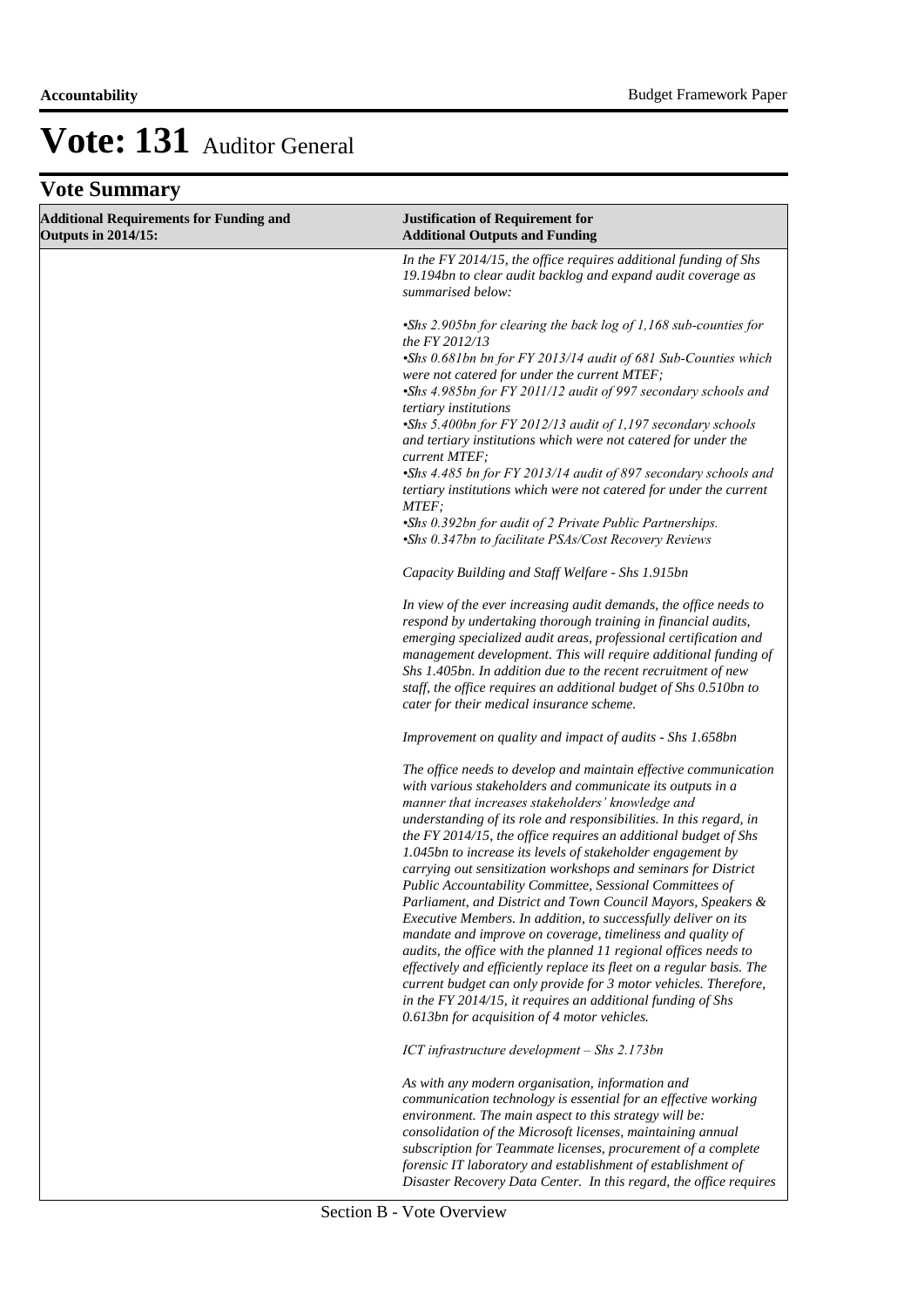# Vote: 131 Auditor General

## Vote Summary

| Additional Requirements for Funding and Outputs in 2014/15: | Justification of Requirement for Additional Outputs and Funding |
|---|---|
| | *In the FY 2014/15, the office requires additional funding of Shs 19.194bn to clear audit backlog and expand audit coverage as summarised below:*<br><br>*•Shs 2.905bn for clearing the back log of 1,168 sub-counties for the FY 2012/13*<br>*•Shs 0.681bn bn for FY 2013/14 audit of 681 Sub-Counties which were not catered for under the current MTEF;*<br>*•Shs 4.985bn for FY 2011/12 audit of 997 secondary schools and tertiary institutions*<br>*•Shs 5.400bn for FY 2012/13 audit of 1,197 secondary schools and tertiary institutions which were not catered for under the current MTEF;*<br>*•Shs 4.485 bn for FY 2013/14 audit of 897 secondary schools and tertiary institutions which were not catered for under the current MTEF;*<br>*•Shs 0.392bn for audit of 2 Private Public Partnerships.*<br>*•Shs 0.347bn to facilitate PSAs/Cost Recovery Reviews*<br><br>*Capacity Building and Staff Welfare - Shs 1.915bn*<br><br>*In view of the ever increasing audit demands, the office needs to respond by undertaking thorough training in financial audits, emerging specialized audit areas, professional certification and management development. This will require additional funding of Shs 1.405bn. In addition due to the recent recruitment of new staff, the office requires an additional budget of Shs 0.510bn to cater for their medical insurance scheme.*<br><br>*Improvement on quality and impact of audits - Shs 1.658bn*<br><br>*The office needs to develop and maintain effective communication with various stakeholders and communicate its outputs in a manner that increases stakeholders' knowledge and understanding of its role and responsibilities. In this regard, in the FY 2014/15, the office requires an additional budget of Shs 1.045bn to increase its levels of stakeholder engagement by carrying out sensitization workshops and seminars for District Public Accountability Committee, Sessional Committees of Parliament, and District and Town Council Mayors, Speakers & Executive Members. In addition, to successfully deliver on its mandate and improve on coverage, timeliness and quality of audits, the office with the planned 11 regional offices needs to effectively and efficiently replace its fleet on a regular basis. The current budget can only provide for 3 motor vehicles. Therefore, in the FY 2014/15, it requires an additional funding of Shs 0.613bn for acquisition of 4 motor vehicles.*<br><br>*ICT infrastructure development – Shs 2.173bn*<br><br>*As with any modern organisation, information and communication technology is essential for an effective working environment. The main aspect to this strategy will be: consolidation of the Microsoft licenses, maintaining annual subscription for Teammate licenses, procurement of a complete forensic IT laboratory and establishment of establishment of Disaster Recovery Data Center. In this regard, the office requires* |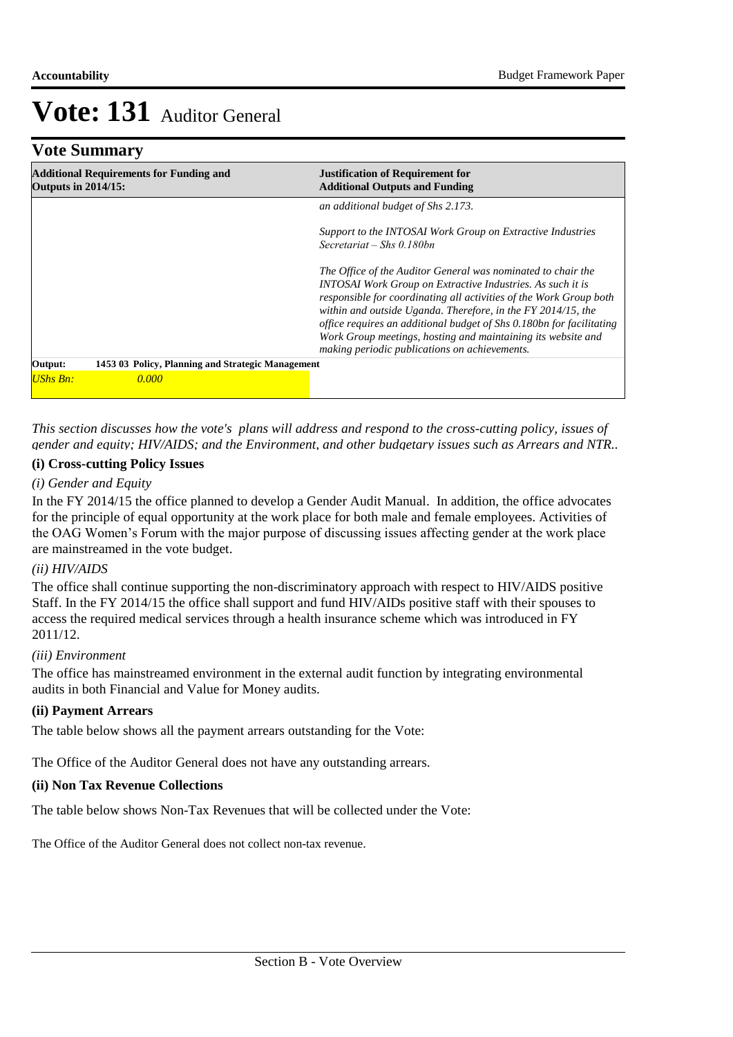# Vote: 131 Auditor General

## Vote Summary

| Additional Requirements for Funding and Outputs in 2014/15: | Justification of Requirement for Additional Outputs and Funding |
|---|---|
| | *an additional budget of Shs 2.173.*<br><br>*Support to the INTOSAI Work Group on Extractive Industries Secretariat – Shs 0.180bn*<br><br>*The Office of the Auditor General was nominated to chair the INTOSAI Work Group on Extractive Industries. As such it is responsible for coordinating all activities of the Work Group both within and outside Uganda. Therefore, in the FY 2014/15, the office requires an additional budget of Shs 0.180bn for facilitating Work Group meetings, hosting and maintaining its website and making periodic publications on achievements.* |
| **Output: 1453 03 Policy, Planning and Strategic Management** | |
| *UShs Bn: 0.000* | |

*This section discusses how the vote's plans will address and respond to the cross-cutting policy, issues of gender and equity; HIV/AIDS; and the Environment, and other budgetary issues such as Arrears and NTR..*

### (i) Cross-cutting Policy Issues

*(i) Gender and Equity*

In the FY 2014/15 the office planned to develop a Gender Audit Manual. In addition, the office advocates for the principle of equal opportunity at the work place for both male and female employees. Activities of the OAG Women's Forum with the major purpose of discussing issues affecting gender at the work place are mainstreamed in the vote budget.

*(ii) HIV/AIDS*

The office shall continue supporting the non-discriminatory approach with respect to HIV/AIDS positive Staff. In the FY 2014/15 the office shall support and fund HIV/AIDs positive staff with their spouses to access the required medical services through a health insurance scheme which was introduced in FY 2011/12.

*(iii) Environment*

The office has mainstreamed environment in the external audit function by integrating environmental audits in both Financial and Value for Money audits.

### (ii) Payment Arrears

The table below shows all the payment arrears outstanding for the Vote:

The Office of the Auditor General does not have any outstanding arrears.

### (ii) Non Tax Revenue Collections

The table below shows Non-Tax Revenues that will be collected under the Vote:

The Office of the Auditor General does not collect non-tax revenue.